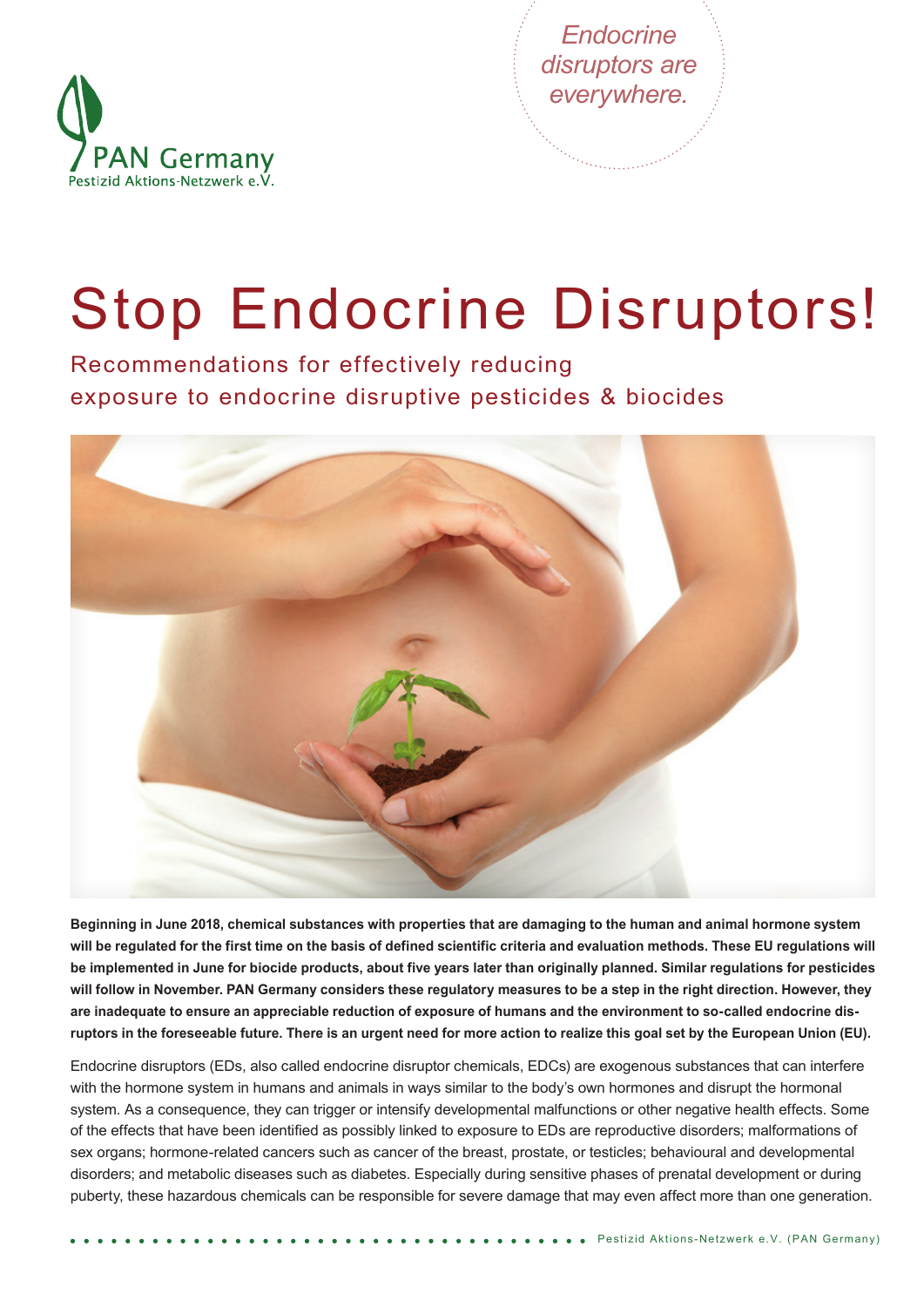PAN Germany
Pestizid Aktions-Netzwerk e.V.

*Endocrine disruptors are everywhere.*

# Stop Endocrine Disruptors!

## Recommendations for effectively reducing exposure to endocrine disruptive pesticides & biocides

**Beginning in June 2018, chemical substances with properties that are damaging to the human and animal hormone system will be regulated for the first time on the basis of defined scientific criteria and evaluation methods. These EU regulations will be implemented in June for biocide products, about five years later than originally planned. Similar regulations for pesticides will follow in November. PAN Germany considers these regulatory measures to be a step in the right direction. However, they are inadequate to ensure an appreciable reduction of exposure of humans and the environment to so-called endocrine disruptors in the foreseeable future. There is an urgent need for more action to realize this goal set by the European Union (EU).**

Endocrine disruptors (EDs, also called endocrine disruptor chemicals, EDCs) are exogenous substances that can interfere with the hormone system in humans and animals in ways similar to the body's own hormones and disrupt the hormonal system. As a consequence, they can trigger or intensify developmental malfunctions or other negative health effects. Some of the effects that have been identified as possibly linked to exposure to EDs are reproductive disorders; malformations of sex organs; hormone-related cancers such as cancer of the breast, prostate, or testicles; behavioural and developmental disorders; and metabolic diseases such as diabetes. Especially during sensitive phases of prenatal development or during puberty, these hazardous chemicals can be responsible for severe damage that may even affect more than one generation.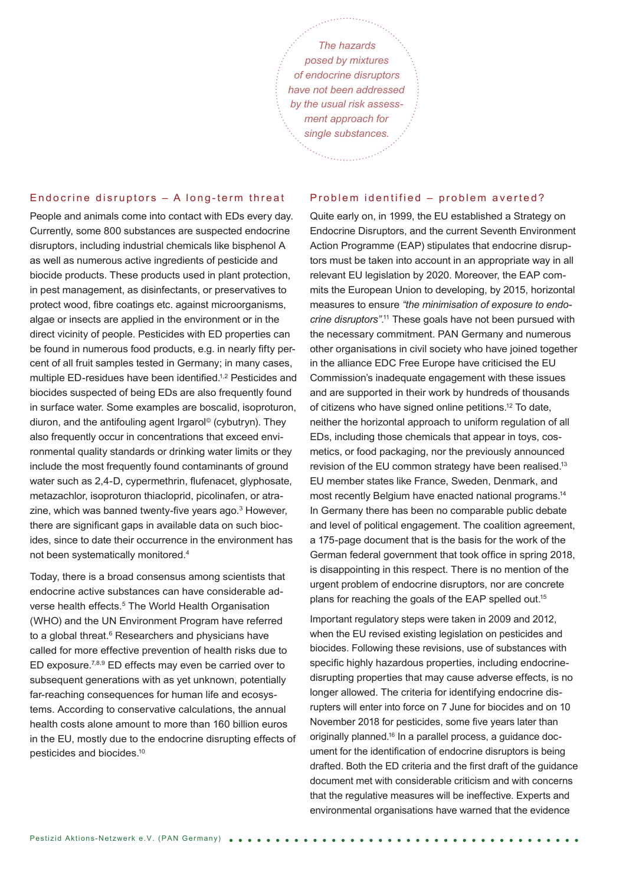*The hazards posed by mixtures of endocrine disruptors have not been addressed by the usual risk assessment approach for single substances.*

## Endocrine disruptors – A long-term threat

People and animals come into contact with EDs every day. Currently, some 800 substances are suspected endocrine disruptors, including industrial chemicals like bisphenol A as well as numerous active ingredients of pesticide and biocide products. These products used in plant protection, in pest management, as disinfectants, or preservatives to protect wood, fibre coatings etc. against microorganisms, algae or insects are applied in the environment or in the direct vicinity of people. Pesticides with ED properties can be found in numerous food products, e.g. in nearly fifty percent of all fruit samples tested in Germany; in many cases, multiple ED-residues have been identified.[1,2] Pesticides and biocides suspected of being EDs are also frequently found in surface water. Some examples are boscalid, isoproturon, diuron, and the antifouling agent Irgarol© (cybutryn). They also frequently occur in concentrations that exceed environmental quality standards or drinking water limits or they include the most frequently found contaminants of ground water such as 2,4-D, cypermethrin, flufenacet, glyphosate, metazachlor, isoproturon thiacloprid, picolinafen, or atrazine, which was banned twenty-five years ago.[3] However, there are significant gaps in available data on such biocides, since to date their occurrence in the environment has not been systematically monitored.[4]

Today, there is a broad consensus among scientists that endocrine active substances can have considerable adverse health effects.[5] The World Health Organisation (WHO) and the UN Environment Program have referred to a global threat.[6] Researchers and physicians have called for more effective prevention of health risks due to ED exposure.[7,8,9] ED effects may even be carried over to subsequent generations with as yet unknown, potentially far-reaching consequences for human life and ecosystems. According to conservative calculations, the annual health costs alone amount to more than 160 billion euros in the EU, mostly due to the endocrine disrupting effects of pesticides and biocides.[10]

## Problem identified – problem averted?

Quite early on, in 1999, the EU established a Strategy on Endocrine Disruptors, and the current Seventh Environment Action Programme (EAP) stipulates that endocrine disruptors must be taken into account in an appropriate way in all relevant EU legislation by 2020. Moreover, the EAP commits the European Union to developing, by 2015, horizontal measures to ensure *"the minimisation of exposure to endocrine disruptors"*.[11] These goals have not been pursued with the necessary commitment. PAN Germany and numerous other organisations in civil society who have joined together in the alliance EDC Free Europe have criticised the EU Commission's inadequate engagement with these issues and are supported in their work by hundreds of thousands of citizens who have signed online petitions.[12] To date, neither the horizontal approach to uniform regulation of all EDs, including those chemicals that appear in toys, cosmetics, or food packaging, nor the previously announced revision of the EU common strategy have been realised.[13] EU member states like France, Sweden, Denmark, and most recently Belgium have enacted national programs.[14] In Germany there has been no comparable public debate and level of political engagement. The coalition agreement, a 175-page document that is the basis for the work of the German federal government that took office in spring 2018, is disappointing in this respect. There is no mention of the urgent problem of endocrine disruptors, nor are concrete plans for reaching the goals of the EAP spelled out.[15]

Important regulatory steps were taken in 2009 and 2012, when the EU revised existing legislation on pesticides and biocides. Following these revisions, use of substances with specific highly hazardous properties, including endocrine-disrupting properties that may cause adverse effects, is no longer allowed. The criteria for identifying endocrine disrupters will enter into force on 7 June for biocides and on 10 November 2018 for pesticides, some five years later than originally planned.[16] In a parallel process, a guidance document for the identification of endocrine disruptors is being drafted. Both the ED criteria and the first draft of the guidance document met with considerable criticism and with concerns that the regulative measures will be ineffective. Experts and environmental organisations have warned that the evidence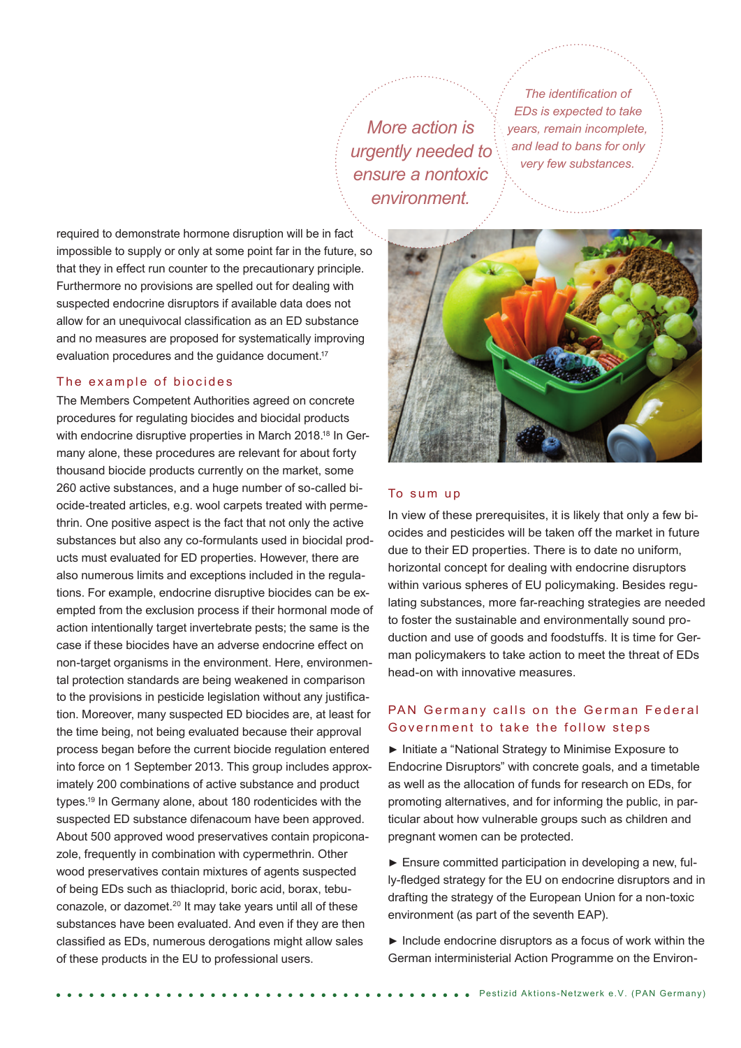*More action is urgently needed to ensure a nontoxic environment.*

*The identification of EDs is expected to take years, remain incomplete, and lead to bans for only very few substances.*

required to demonstrate hormone disruption will be in fact impossible to supply or only at some point far in the future, so that they in effect run counter to the precautionary principle. Furthermore no provisions are spelled out for dealing with suspected endocrine disruptors if available data does not allow for an unequivocal classification as an ED substance and no measures are proposed for systematically improving evaluation procedures and the guidance document.[17]

### The example of biocides

The Members Competent Authorities agreed on concrete procedures for regulating biocides and biocidal products with endocrine disruptive properties in March 2018.[18] In Germany alone, these procedures are relevant for about forty thousand biocide products currently on the market, some 260 active substances, and a huge number of so-called biocide-treated articles, e.g. wool carpets treated with permethrin. One positive aspect is the fact that not only the active substances but also any co-formulants used in biocidal products must evaluated for ED properties. However, there are also numerous limits and exceptions included in the regulations. For example, endocrine disruptive biocides can be exempted from the exclusion process if their hormonal mode of action intentionally target invertebrate pests; the same is the case if these biocides have an adverse endocrine effect on non-target organisms in the environment. Here, environmental protection standards are being weakened in comparison to the provisions in pesticide legislation without any justification. Moreover, many suspected ED biocides are, at least for the time being, not being evaluated because their approval process began before the current biocide regulation entered into force on 1 September 2013. This group includes approximately 200 combinations of active substance and product types.[19] In Germany alone, about 180 rodenticides with the suspected ED substance difenacoum have been approved. About 500 approved wood preservatives contain propiconazole, frequently in combination with cypermethrin. Other wood preservatives contain mixtures of agents suspected of being EDs such as thiacloprid, boric acid, borax, tebuconazole, or dazomet.[20] It may take years until all of these substances have been evaluated. And even if they are then classified as EDs, numerous derogations might allow sales of these products in the EU to professional users.

### To sum up

In view of these prerequisites, it is likely that only a few biocides and pesticides will be taken off the market in future due to their ED properties. There is to date no uniform, horizontal concept for dealing with endocrine disruptors within various spheres of EU policymaking. Besides regulating substances, more far-reaching strategies are needed to foster the sustainable and environmentally sound production and use of goods and foodstuffs. It is time for German policymakers to take action to meet the threat of EDs head-on with innovative measures.

### PAN Germany calls on the German Federal Government to take the follow steps

► Initiate a “National Strategy to Minimise Exposure to Endocrine Disruptors” with concrete goals, and a timetable as well as the allocation of funds for research on EDs, for promoting alternatives, and for informing the public, in particular about how vulnerable groups such as children and pregnant women can be protected.

► Ensure committed participation in developing a new, fully-fledged strategy for the EU on endocrine disruptors and in drafting the strategy of the European Union for a non-toxic environment (as part of the seventh EAP).

► Include endocrine disruptors as a focus of work within the German interministerial Action Programme on the Environ-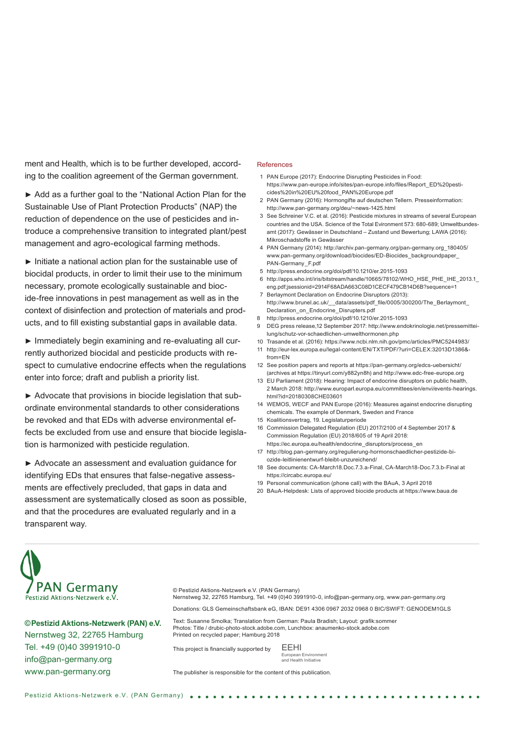ment and Health, which is to be further developed, according to the coalition agreement of the German government.

► Add as a further goal to the "National Action Plan for the Sustainable Use of Plant Protection Products" (NAP) the reduction of dependence on the use of pesticides and introduce a comprehensive transition to integrated plant/pest management and agro-ecological farming methods.

► Initiate a national action plan for the sustainable use of biocidal products, in order to limit their use to the minimum necessary, promote ecologically sustainable and biocide-free innovations in pest management as well as in the context of disinfection and protection of materials and products, and to fill existing substantial gaps in available data.

► Immediately begin examining and re-evaluating all currently authorized biocidal and pesticide products with respect to cumulative endocrine effects when the regulations enter into force; draft and publish a priority list.

► Advocate that provisions in biocide legislation that subordinate environmental standards to other considerations be revoked and that EDs with adverse environmental effects be excluded from use and ensure that biocide legislation is harmonized with pesticide regulation.

► Advocate an assessment and evaluation guidance for identifying EDs that ensures that false-negative assessments are effectively precluded, that gaps in data and assessment are systematically closed as soon as possible, and that the procedures are evaluated regularly and in a transparent way.

## References

1. PAN Europe (2017): Endocrine Disrupting Pesticides in Food: https://www.pan-europe.info/sites/pan-europe.info/files/Report_ED%20pesticides%20in%20EU%20food_PAN%20Europe.pdf
2. PAN Germany (2016): Hormongifte auf deutschen Tellern. Presseinformation: http://www.pan-germany.org/deu/~news-1425.html
3. See Schreiner V.C. et al. (2016): Pesticide mixtures in streams of several European countries and the USA. Science of the Total Evironment 573: 680-689; Umweltbundesamt (2017): Gewässer in Deutschland – Zustand und Bewertung; LAWA (2016): Mikroschadstoffe in Gewässer
4. PAN Germany (2014): http://archiv.pan-germany.org/pan-germany.org_180405/www.pan-germany.org/download/biocides/ED-Biocides_backgroundpaper_PAN-Germany_F.pdf
5. http://press.endocrine.org/doi/pdf/10.1210/er.2015-1093
6. http://apps.who.int/iris/bitstream/handle/10665/78102/WHO_HSE_PHE_IHE_2013.1_eng.pdf;jsessionid=2914F68ADA663C08D1CECF479CB14D6B?sequence=1
7. Berlaymont Declaration on Endocrine Disruptors (2013): http://www.brunel.ac.uk/__data/assets/pdf_file/0005/300200/The_Berlaymont_Declaration_on_Endocrine_Disrupters.pdf
8. http://press.endocrine.org/doi/pdf/10.1210/er.2015-1093
9. DEG press release,12 September 2017: http://www.endokrinologie.net/pressemitteilung/schutz-vor-schaedlichen-umwelthormonen.php
10. Trasande et al. (2016): https://www.ncbi.nlm.nih.gov/pmc/articles/PMC5244983/
11. http://eur-lex.europa.eu/legal-content/EN/TXT/PDF/?uri=CELEX:32013D1386&-from=EN
12. See position papers and reports at https://pan-germany.org/edcs-uebersicht/ (archives at https://tinyurl.com/y882yn8h) and http://www.edc-free-europe.org
13. EU Parliament (2018): Hearing: Impact of endocrine disruptors on public health, 2 March 2018: http://www.europarl.europa.eu/committees/en/envi/events-hearings.html?id=20180308CHE03601
14. WEMOS, WECF and PAN Europe (2016): Measures against endocrine disrupting chemicals. The example of Denmark, Sweden and France
15. Koalitionsvertrag, 19. Legislaturperiode
16. Commission Delegated Regulation (EU) 2017/2100 of 4 September 2017 & Commission Regulation (EU) 2018/605 of 19 April 2018: https://ec.europa.eu/health/endocrine_disruptors/process_en
17. http://blog.pan-germany.org/regulierung-hormonschaedlicher-pestizide-biozide-leitlinienentwurf-bleibt-unzureichend/
18. See documents: CA-March18.Doc.7.3.a-Final, CA-March18-Doc.7.3.b-Final at https://circabc.europa.eu/
19. Personal communication (phone call) with the BAuA, 3 April 2018
20. BAuA-Helpdesk: Lists of approved biocide products at https://www.baua.de

PAN Germany
Pestizid Aktions-Netzwerk e.V.

**©Pestizid Aktions-Netzwerk (PAN) e.V.**
Nernstweg 32, 22765 Hamburg
Tel. +49 (0)40 3991910-0
info@pan-germany.org
www.pan-germany.org

© Pestizid Aktions-Netzwerk e.V. (PAN Germany)
Nernstweg 32, 22765 Hamburg, Tel. +49 (0)40 3991910-0, info@pan-germany.org, www.pan-germany.org

Donations: GLS Gemeinschaftsbank eG, IBAN: DE91 4306 0967 2032 0968 0 BIC/SWIFT: GENODEM1GLS

Text: Susanne Smolka; Translation from German: Paula Bradish; Layout: grafik:sommer
Photos: Title / drubic-photo-stock.adobe.com, Lunchbox: anaumenko-stock.adobe.com
Printed on recycled paper; Hamburg 2018

This project is financially supported by EEHI European Environment and Health Initiative

The publisher is responsible for the content of this publication.